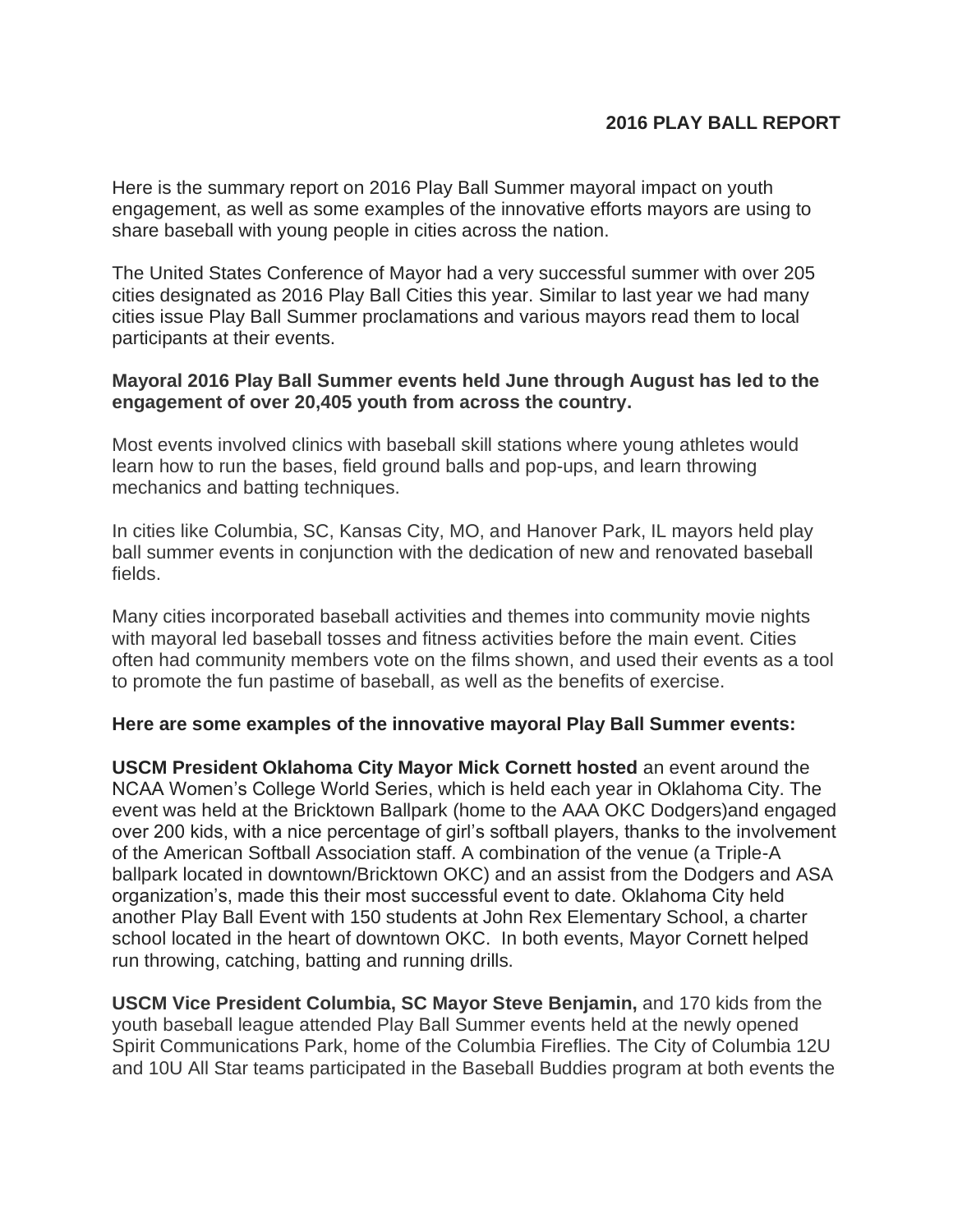# 2016 PLAY BALL REPORT

Here is the summary report on 2016 Play Ball Summer mayoral impact on youth engagement, as well as some examples of the innovative efforts mayors are using to share baseball with young people in cities across the nation.

The United States Conference of Mayor had a very successful summer with over 205 cities designated as 2016 Play Ball Cities this year. Similar to last year we had many cities issue Play Ball Summer proclamations and various mayors read them to local participants at their events.

**Mayoral 2016 Play Ball Summer events held June through August has led to the engagement of over 20,405 youth from across the country.**

Most events involved clinics with baseball skill stations where young athletes would learn how to run the bases, field ground balls and pop-ups, and learn throwing mechanics and batting techniques.

In cities like Columbia, SC, Kansas City, MO, and Hanover Park, IL mayors held play ball summer events in conjunction with the dedication of new and renovated baseball fields.

Many cities incorporated baseball activities and themes into community movie nights with mayoral led baseball tosses and fitness activities before the main event. Cities often had community members vote on the films shown, and used their events as a tool to promote the fun pastime of baseball, as well as the benefits of exercise.

**Here are some examples of the innovative mayoral Play Ball Summer events:**

**USCM President Oklahoma City Mayor Mick Cornett hosted** an event around the NCAA Women's College World Series, which is held each year in Oklahoma City. The event was held at the Bricktown Ballpark (home to the AAA OKC Dodgers)and engaged over 200 kids, with a nice percentage of girl's softball players, thanks to the involvement of the American Softball Association staff. A combination of the venue (a Triple-A ballpark located in downtown/Bricktown OKC) and an assist from the Dodgers and ASA organization's, made this their most successful event to date. Oklahoma City held another Play Ball Event with 150 students at John Rex Elementary School, a charter school located in the heart of downtown OKC. In both events, Mayor Cornett helped run throwing, catching, batting and running drills.

**USCM Vice President Columbia, SC Mayor Steve Benjamin,** and 170 kids from the youth baseball league attended Play Ball Summer events held at the newly opened Spirit Communications Park, home of the Columbia Fireflies. The City of Columbia 12U and 10U All Star teams participated in the Baseball Buddies program at both events the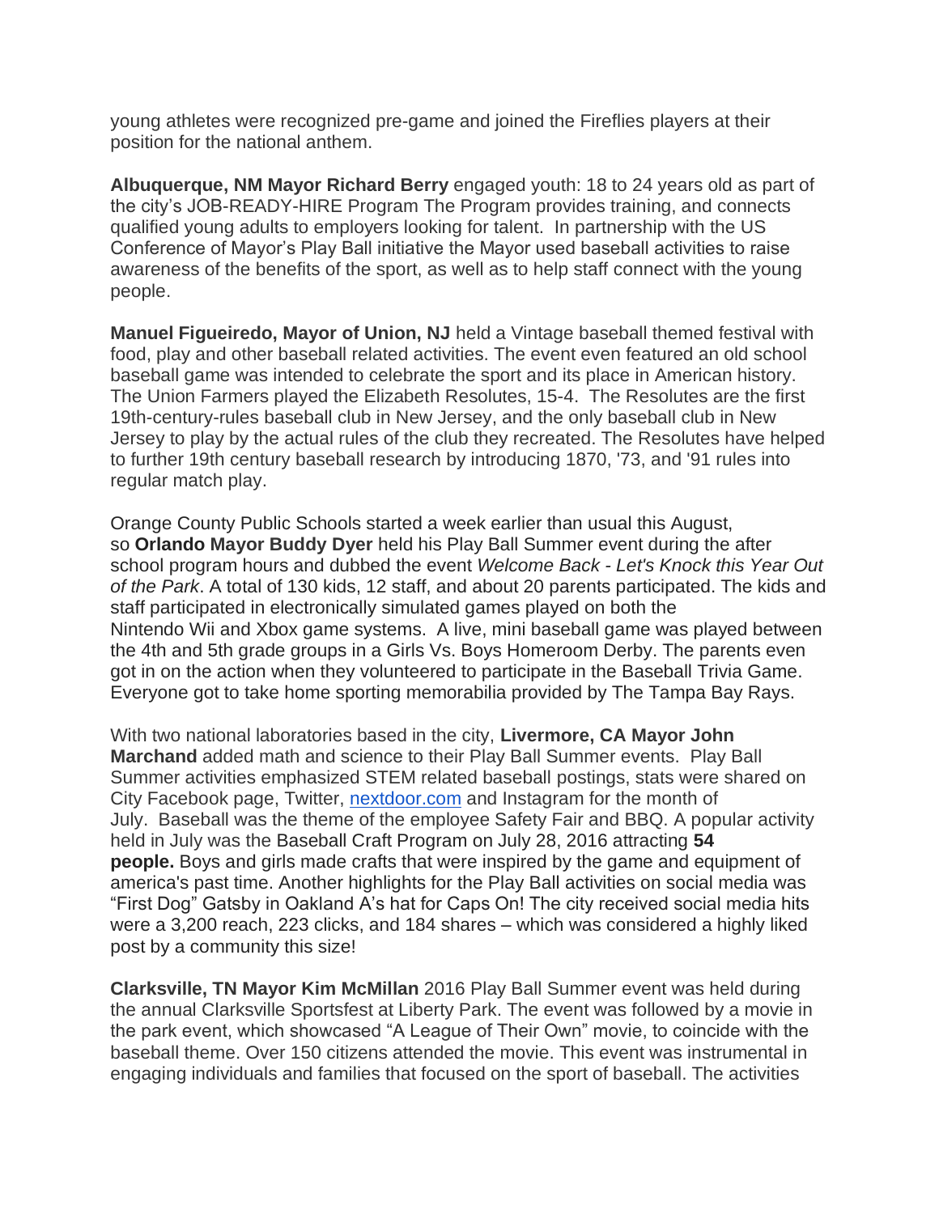young athletes were recognized pre-game and joined the Fireflies players at their position for the national anthem.

**Albuquerque, NM Mayor Richard Berry** engaged youth: 18 to 24 years old as part of the city's JOB-READY-HIRE Program The Program provides training, and connects qualified young adults to employers looking for talent. In partnership with the US Conference of Mayor's Play Ball initiative the Mayor used baseball activities to raise awareness of the benefits of the sport, as well as to help staff connect with the young people.

**Manuel Figueiredo, Mayor of Union, NJ** held a Vintage baseball themed festival with food, play and other baseball related activities. The event even featured an old school baseball game was intended to celebrate the sport and its place in American history. The Union Farmers played the Elizabeth Resolutes, 15-4. The Resolutes are the first 19th-century-rules baseball club in New Jersey, and the only baseball club in New Jersey to play by the actual rules of the club they recreated. The Resolutes have helped to further 19th century baseball research by introducing 1870, '73, and '91 rules into regular match play.

Orange County Public Schools started a week earlier than usual this August, so **Orlando Mayor Buddy Dyer** held his Play Ball Summer event during the after school program hours and dubbed the event *Welcome Back - Let's Knock this Year Out of the Park*. A total of 130 kids, 12 staff, and about 20 parents participated. The kids and staff participated in electronically simulated games played on both the Nintendo Wii and Xbox game systems. A live, mini baseball game was played between the 4th and 5th grade groups in a Girls Vs. Boys Homeroom Derby. The parents even got in on the action when they volunteered to participate in the Baseball Trivia Game. Everyone got to take home sporting memorabilia provided by The Tampa Bay Rays.

With two national laboratories based in the city, **Livermore, CA Mayor John Marchand** added math and science to their Play Ball Summer events. Play Ball Summer activities emphasized STEM related baseball postings, stats were shared on City Facebook page, Twitter, [nextdoor.com](nextdoor.com) and Instagram for the month of July. Baseball was the theme of the employee Safety Fair and BBQ. A popular activity held in July was the Baseball Craft Program on July 28, 2016 attracting **54 people.** Boys and girls made crafts that were inspired by the game and equipment of america's past time. Another highlights for the Play Ball activities on social media was "First Dog" Gatsby in Oakland A's hat for Caps On! The city received social media hits were a 3,200 reach, 223 clicks, and 184 shares – which was considered a highly liked post by a community this size!

**Clarksville, TN Mayor Kim McMillan** 2016 Play Ball Summer event was held during the annual Clarksville Sportsfest at Liberty Park. The event was followed by a movie in the park event, which showcased "A League of Their Own" movie, to coincide with the baseball theme. Over 150 citizens attended the movie. This event was instrumental in engaging individuals and families that focused on the sport of baseball. The activities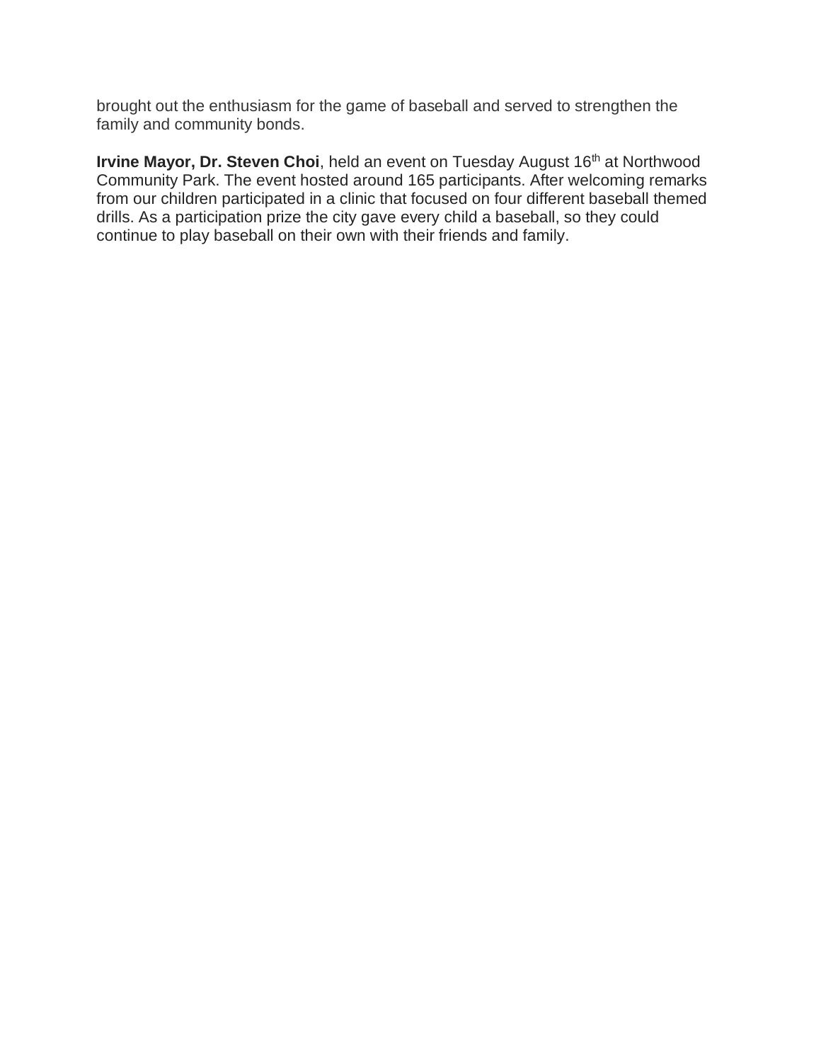brought out the enthusiasm for the game of baseball and served to strengthen the family and community bonds.

**Irvine Mayor, Dr. Steven Choi**, held an event on Tuesday August 16th at Northwood Community Park. The event hosted around 165 participants. After welcoming remarks from our children participated in a clinic that focused on four different baseball themed drills. As a participation prize the city gave every child a baseball, so they could continue to play baseball on their own with their friends and family.